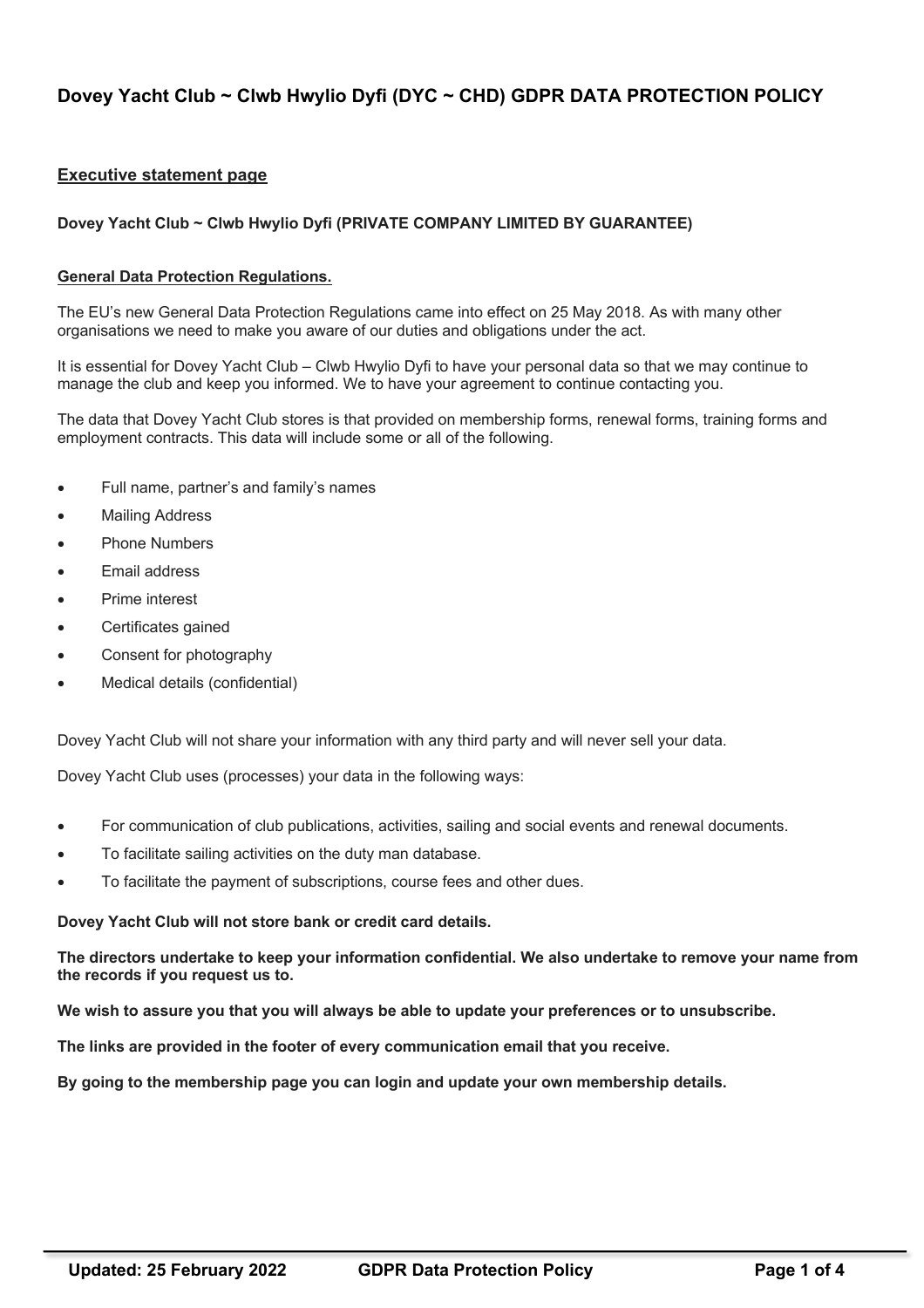# Dovey Yacht Club ~ Clwb Hwylio Dyfi (DYC ~ CHD) GDPR DATA PROTECTION POLICY

## Executive statement page

**Dovey Yacht Club ~ Clwb Hwylio Dyfi (PRIVATE COMPANY LIMITED BY GUARANTEE)**

### General Data Protection Regulations.

The EU's new General Data Protection Regulations came into effect on 25 May 2018. As with many other organisations we need to make you aware of our duties and obligations under the act.

It is essential for Dovey Yacht Club – Clwb Hwylio Dyfi to have your personal data so that we may continue to manage the club and keep you informed. We to have your agreement to continue contacting you.

The data that Dovey Yacht Club stores is that provided on membership forms, renewal forms, training forms and employment contracts. This data will include some or all of the following.

- Full name, partner's and family's names
- Mailing Address
- Phone Numbers
- Email address
- Prime interest
- Certificates gained
- Consent for photography
- Medical details (confidential)

Dovey Yacht Club will not share your information with any third party and will never sell your data.

Dovey Yacht Club uses (processes) your data in the following ways:

- For communication of club publications, activities, sailing and social events and renewal documents.
- To facilitate sailing activities on the duty man database.
- To facilitate the payment of subscriptions, course fees and other dues.

**Dovey Yacht Club will not store bank or credit card details.**

**The directors undertake to keep your information confidential. We also undertake to remove your name from the records if you request us to.**

**We wish to assure you that you will always be able to update your preferences or to unsubscribe.**

**The links are provided in the footer of every communication email that you receive.**

**By going to the membership page you can login and update your own membership details.**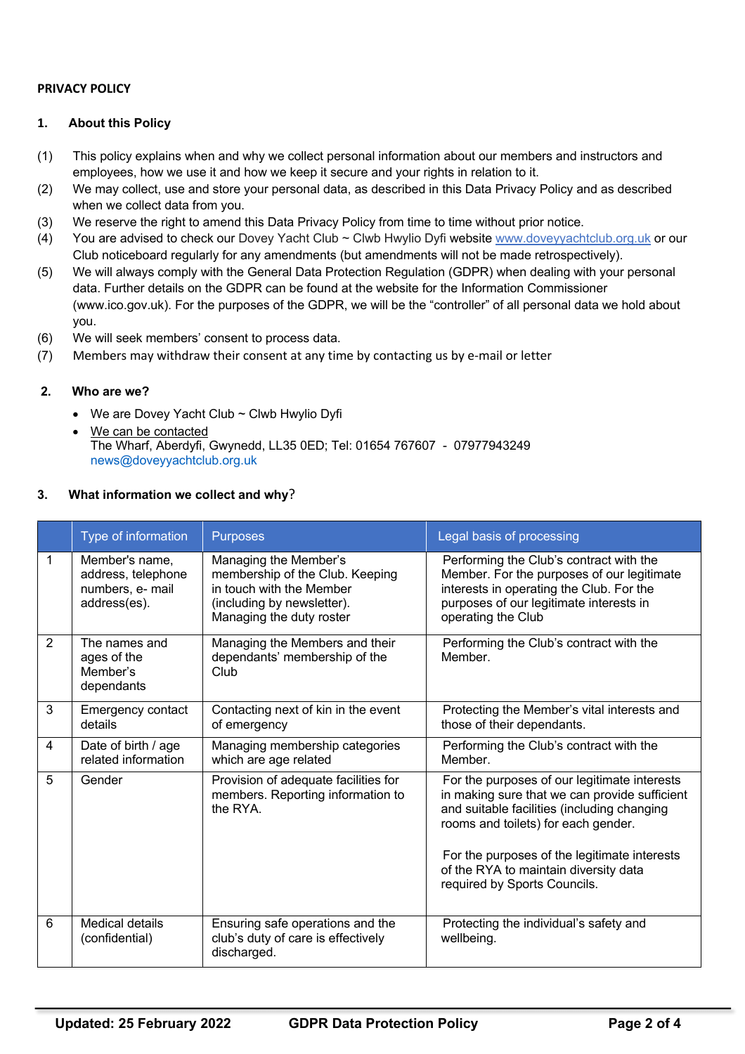**PRIVACY POLICY**

## 1. About this Policy

(1) This policy explains when and why we collect personal information about our members and instructors and employees, how we use it and how we keep it secure and your rights in relation to it.

(2) We may collect, use and store your personal data, as described in this Data Privacy Policy and as described when we collect data from you.

(3) We reserve the right to amend this Data Privacy Policy from time to time without prior notice.

(4) You are advised to check our Dovey Yacht Club ~ Clwb Hwylio Dyfi website www.doveyyachtclub.org.uk or our Club noticeboard regularly for any amendments (but amendments will not be made retrospectively).

(5) We will always comply with the General Data Protection Regulation (GDPR) when dealing with your personal data. Further details on the GDPR can be found at the website for the Information Commissioner (www.ico.gov.uk). For the purposes of the GDPR, we will be the "controller" of all personal data we hold about you.

(6) We will seek members' consent to process data.

(7) Members may withdraw their consent at any time by contacting us by e-mail or letter

## 2. Who are we?

- We are Dovey Yacht Club ~ Clwb Hwylio Dyfi
- We can be contacted
  The Wharf, Aberdyfi, Gwynedd, LL35 0ED; Tel: 01654 767607 - 07977943249
  news@doveyyachtclub.org.uk

## 3. What information we collect and why?

| | Type of information | Purposes | Legal basis of processing |
|---|---|---|---|
| 1 | Member's name, address, telephone numbers, e- mail address(es). | Managing the Member's membership of the Club. Keeping in touch with the Member (including by newsletter). Managing the duty roster | Performing the Club's contract with the Member. For the purposes of our legitimate interests in operating the Club. For the purposes of our legitimate interests in operating the Club |
| 2 | The names and ages of the Member's dependants | Managing the Members and their dependants' membership of the Club | Performing the Club's contract with the Member. |
| 3 | Emergency contact details | Contacting next of kin in the event of emergency | Protecting the Member's vital interests and those of their dependants. |
| 4 | Date of birth / age related information | Managing membership categories which are age related | Performing the Club's contract with the Member. |
| 5 | Gender | Provision of adequate facilities for members. Reporting information to the RYA. | For the purposes of our legitimate interests in making sure that we can provide sufficient and suitable facilities (including changing rooms and toilets) for each gender. For the purposes of the legitimate interests of the RYA to maintain diversity data required by Sports Councils. |
| 6 | Medical details (confidential) | Ensuring safe operations and the club's duty of care is effectively discharged. | Protecting the individual's safety and wellbeing. |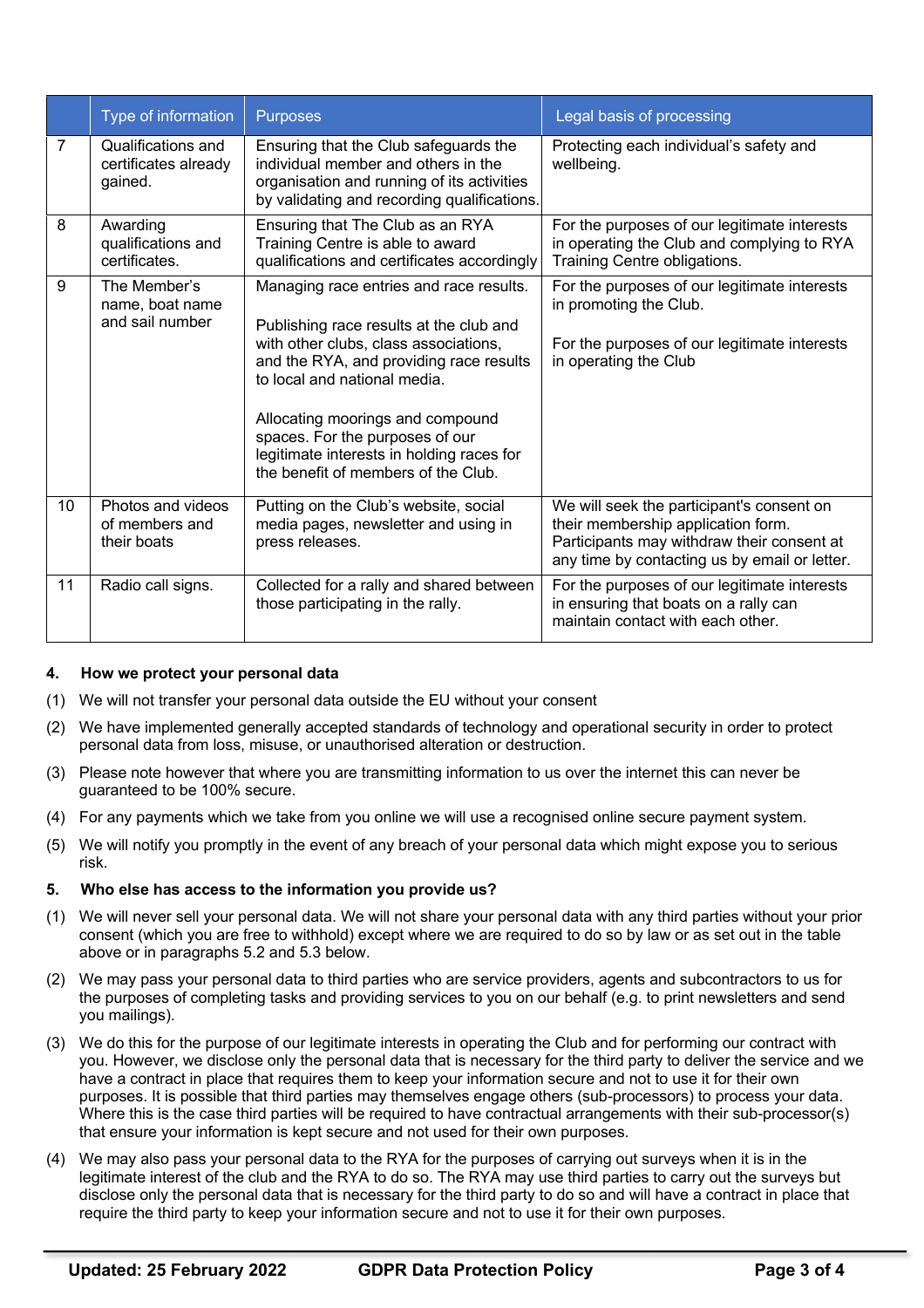| | Type of information | Purposes | Legal basis of processing |
|---|---|---|---|
| 7 | Qualifications and certificates already gained. | Ensuring that the Club safeguards the individual member and others in the organisation and running of its activities by validating and recording qualifications. | Protecting each individual's safety and wellbeing. |
| 8 | Awarding qualifications and certificates. | Ensuring that The Club as an RYA Training Centre is able to award qualifications and certificates accordingly | For the purposes of our legitimate interests in operating the Club and complying to RYA Training Centre obligations. |
| 9 | The Member's name, boat name and sail number | Managing race entries and race results.<br><br>Publishing race results at the club and with other clubs, class associations, and the RYA, and providing race results to local and national media.<br><br>Allocating moorings and compound spaces. For the purposes of our legitimate interests in holding races for the benefit of members of the Club. | For the purposes of our legitimate interests in promoting the Club.<br><br>For the purposes of our legitimate interests in operating the Club |
| 10 | Photos and videos of members and their boats | Putting on the Club's website, social media pages, newsletter and using in press releases. | We will seek the participant's consent on their membership application form. Participants may withdraw their consent at any time by contacting us by email or letter. |
| 11 | Radio call signs. | Collected for a rally and shared between those participating in the rally. | For the purposes of our legitimate interests in ensuring that boats on a rally can maintain contact with each other. |

## 4. How we protect your personal data

(1) We will not transfer your personal data outside the EU without your consent

(2) We have implemented generally accepted standards of technology and operational security in order to protect personal data from loss, misuse, or unauthorised alteration or destruction.

(3) Please note however that where you are transmitting information to us over the internet this can never be guaranteed to be 100% secure.

(4) For any payments which we take from you online we will use a recognised online secure payment system.

(5) We will notify you promptly in the event of any breach of your personal data which might expose you to serious risk.

## 5. Who else has access to the information you provide us?

(1) We will never sell your personal data. We will not share your personal data with any third parties without your prior consent (which you are free to withhold) except where we are required to do so by law or as set out in the table above or in paragraphs 5.2 and 5.3 below.

(2) We may pass your personal data to third parties who are service providers, agents and subcontractors to us for the purposes of completing tasks and providing services to you on our behalf (e.g. to print newsletters and send you mailings).

(3) We do this for the purpose of our legitimate interests in operating the Club and for performing our contract with you. However, we disclose only the personal data that is necessary for the third party to deliver the service and we have a contract in place that requires them to keep your information secure and not to use it for their own purposes. It is possible that third parties may themselves engage others (sub-processors) to process your data. Where this is the case third parties will be required to have contractual arrangements with their sub-processor(s) that ensure your information is kept secure and not used for their own purposes.

(4) We may also pass your personal data to the RYA for the purposes of carrying out surveys when it is in the legitimate interest of the club and the RYA to do so. The RYA may use third parties to carry out the surveys but disclose only the personal data that is necessary for the third party to do so and will have a contract in place that require the third party to keep your information secure and not to use it for their own purposes.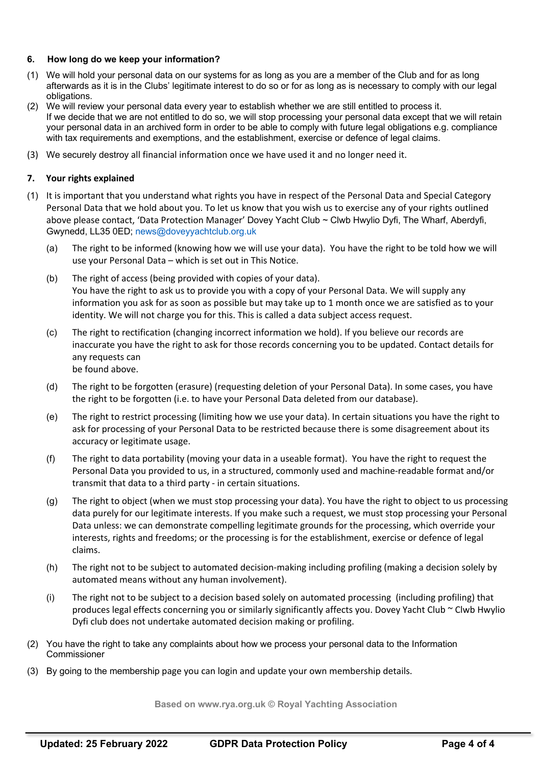## 6. How long do we keep your information?

(1) We will hold your personal data on our systems for as long as you are a member of the Club and for as long afterwards as it is in the Clubs' legitimate interest to do so or for as long as is necessary to comply with our legal obligations.

(2) We will review your personal data every year to establish whether we are still entitled to process it. If we decide that we are not entitled to do so, we will stop processing your personal data except that we will retain your personal data in an archived form in order to be able to comply with future legal obligations e.g. compliance with tax requirements and exemptions, and the establishment, exercise or defence of legal claims.

(3) We securely destroy all financial information once we have used it and no longer need it.

## 7. Your rights explained

(1) It is important that you understand what rights you have in respect of the Personal Data and Special Category Personal Data that we hold about you. To let us know that you wish us to exercise any of your rights outlined above please contact, 'Data Protection Manager' Dovey Yacht Club ~ Clwb Hwylio Dyfi, The Wharf, Aberdyfi, Gwynedd, LL35 0ED; news@doveyyachtclub.org.uk

- (a) The right to be informed (knowing how we will use your data). You have the right to be told how we will use your Personal Data – which is set out in This Notice.
- (b) The right of access (being provided with copies of your data). You have the right to ask us to provide you with a copy of your Personal Data. We will supply any information you ask for as soon as possible but may take up to 1 month once we are satisfied as to your identity. We will not charge you for this. This is called a data subject access request.
- (c) The right to rectification (changing incorrect information we hold). If you believe our records are inaccurate you have the right to ask for those records concerning you to be updated. Contact details for any requests can be found above.
- (d) The right to be forgotten (erasure) (requesting deletion of your Personal Data). In some cases, you have the right to be forgotten (i.e. to have your Personal Data deleted from our database).
- (e) The right to restrict processing (limiting how we use your data). In certain situations you have the right to ask for processing of your Personal Data to be restricted because there is some disagreement about its accuracy or legitimate usage.
- (f) The right to data portability (moving your data in a useable format). You have the right to request the Personal Data you provided to us, in a structured, commonly used and machine-readable format and/or transmit that data to a third party - in certain situations.
- (g) The right to object (when we must stop processing your data). You have the right to object to us processing data purely for our legitimate interests. If you make such a request, we must stop processing your Personal Data unless: we can demonstrate compelling legitimate grounds for the processing, which override your interests, rights and freedoms; or the processing is for the establishment, exercise or defence of legal claims.
- (h) The right not to be subject to automated decision-making including profiling (making a decision solely by automated means without any human involvement).
- (i) The right not to be subject to a decision based solely on automated processing (including profiling) that produces legal effects concerning you or similarly significantly affects you. Dovey Yacht Club ~ Clwb Hwylio Dyfi club does not undertake automated decision making or profiling.

(2) You have the right to take any complaints about how we process your personal data to the Information Commissioner

(3) By going to the membership page you can login and update your own membership details.

Based on www.rya.org.uk © Royal Yachting Association